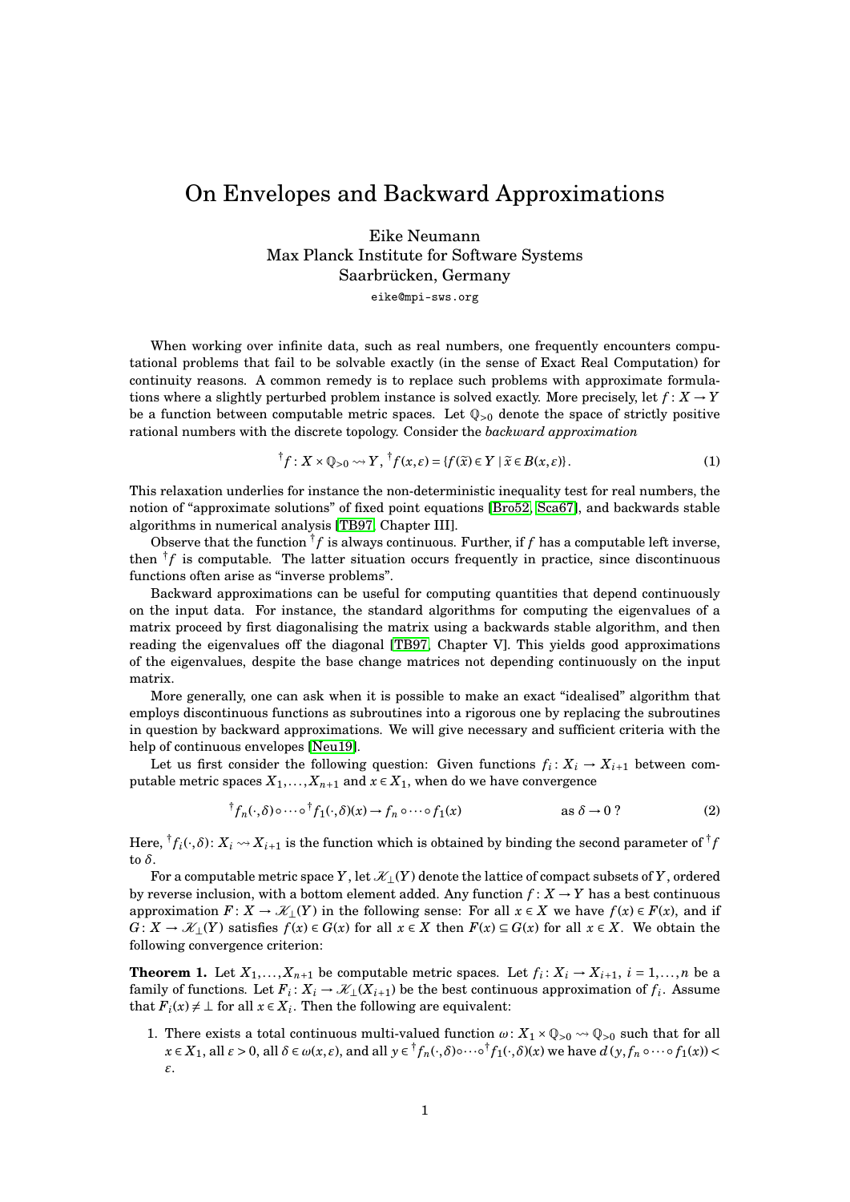# On Envelopes and Backward Approximations

Eike Neumann
Max Planck Institute for Software Systems
Saarbrücken, Germany
eike@mpi-sws.org

When working over infinite data, such as real numbers, one frequently encounters computational problems that fail to be solvable exactly (in the sense of Exact Real Computation) for continuity reasons. A common remedy is to replace such problems with approximate formulations where a slightly perturbed problem instance is solved exactly. More precisely, let $f: X \to Y$ be a function between computable metric spaces. Let $\mathbb{Q}_{>0}$ denote the space of strictly positive rational numbers with the discrete topology. Consider the *backward approximation*

$$^{\dagger}f: X \times \mathbb{Q}_{>0} \rightsquigarrow Y,\ ^{\dagger}f(x,\varepsilon) = \{f(\widetilde{x}) \in Y \mid \widetilde{x} \in B(x,\varepsilon)\}. \tag{1}$$

This relaxation underlies for instance the non-deterministic inequality test for real numbers, the notion of "approximate solutions" of fixed point equations [Bro52, Sca67], and backwards stable algorithms in numerical analysis [TB97, Chapter III].

Observe that the function $^{\dagger}f$ is always continuous. Further, if $f$ has a computable left inverse, then $^{\dagger}f$ is computable. The latter situation occurs frequently in practice, since discontinuous functions often arise as "inverse problems".

Backward approximations can be useful for computing quantities that depend continuously on the input data. For instance, the standard algorithms for computing the eigenvalues of a matrix proceed by first diagonalising the matrix using a backwards stable algorithm, and then reading the eigenvalues off the diagonal [TB97, Chapter V]. This yields good approximations of the eigenvalues, despite the base change matrices not depending continuously on the input matrix.

More generally, one can ask when it is possible to make an exact "idealised" algorithm that employs discontinuous functions as subroutines into a rigorous one by replacing the subroutines in question by backward approximations. We will give necessary and sufficient criteria with the help of continuous envelopes [Neu19].

Let us first consider the following question: Given functions $f_i: X_i \to X_{i+1}$ between computable metric spaces $X_1, \dots, X_{n+1}$ and $x \in X_1$, when do we have convergence

$$^{\dagger}f_n(\cdot,\delta) \circ \dots \circ {}^{\dagger}f_1(\cdot,\delta)(x) \to f_n \circ \dots \circ f_1(x) \qquad \text{as } \delta \to 0\ ? \tag{2}$$

Here, $^{\dagger}f_i(\cdot,\delta): X_i \rightsquigarrow X_{i+1}$ is the function which is obtained by binding the second parameter of $^{\dagger}f$ to $\delta$.

For a computable metric space $Y$, let $\mathscr{K}_{\perp}(Y)$ denote the lattice of compact subsets of $Y$, ordered by reverse inclusion, with a bottom element added. Any function $f: X \to Y$ has a best continuous approximation $F: X \to \mathscr{K}_{\perp}(Y)$ in the following sense: For all $x \in X$ we have $f(x) \in F(x)$, and if $G: X \to \mathscr{K}_{\perp}(Y)$ satisfies $f(x) \in G(x)$ for all $x \in X$ then $F(x) \subseteq G(x)$ for all $x \in X$. We obtain the following convergence criterion:

**Theorem 1.** Let $X_1, \dots, X_{n+1}$ be computable metric spaces. Let $f_i: X_i \to X_{i+1}$, $i = 1, \dots, n$ be a family of functions. Let $F_i: X_i \to \mathscr{K}_{\perp}(X_{i+1})$ be the best continuous approximation of $f_i$. Assume that $F_i(x) \neq \perp$ for all $x \in X_i$. Then the following are equivalent:

1. There exists a total continuous multi-valued function $\omega: X_1 \times \mathbb{Q}_{>0} \rightsquigarrow \mathbb{Q}_{>0}$ such that for all $x \in X_1$, all $\varepsilon > 0$, all $\delta \in \omega(x,\varepsilon)$, and all $y \in {}^{\dagger}f_n(\cdot,\delta) \circ \dots \circ {}^{\dagger}f_1(\cdot,\delta)(x)$ we have $d(y, f_n \circ \dots \circ f_1(x)) < \varepsilon$.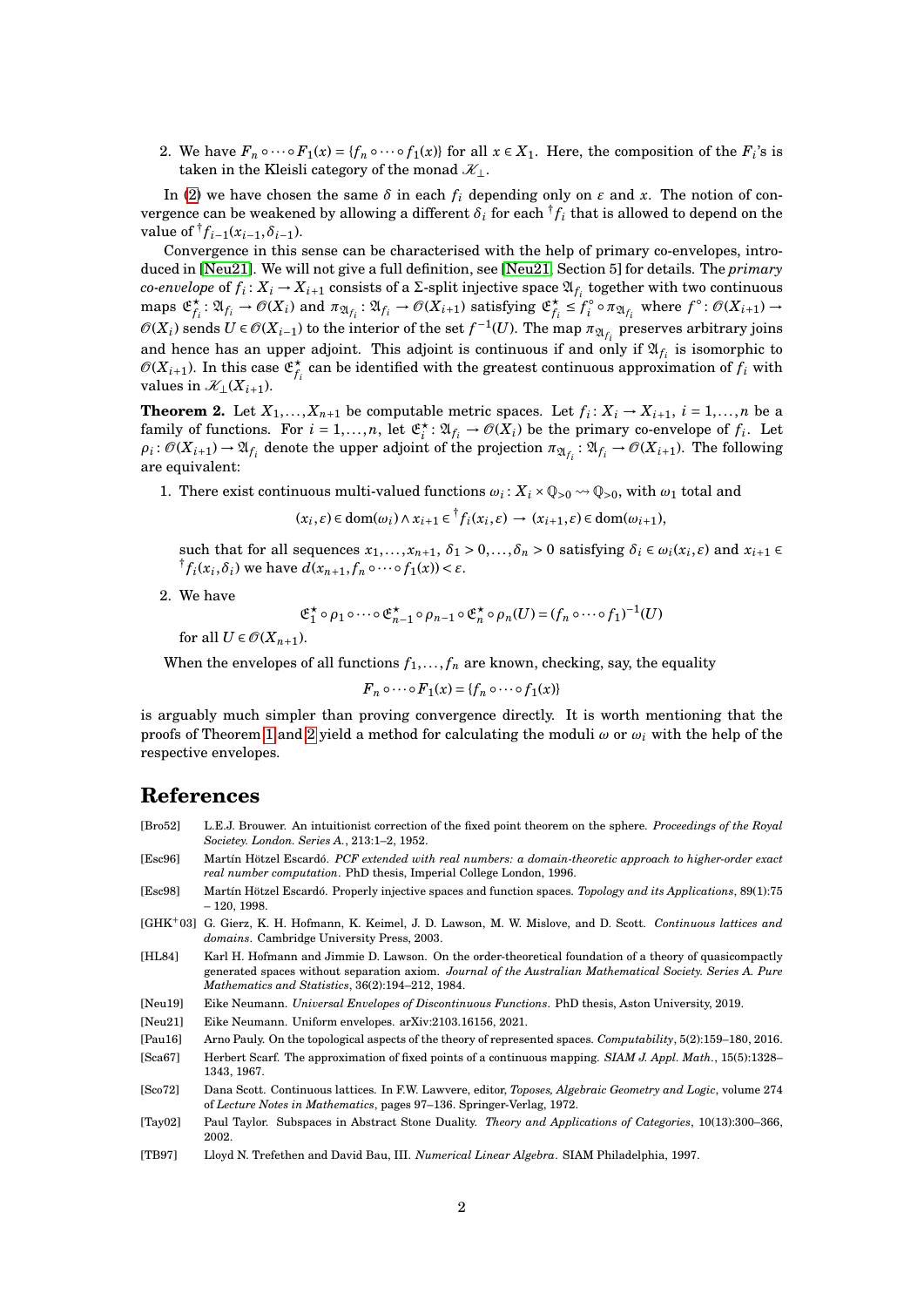2. We have $F_n \circ \cdots \circ F_1(x) = \{f_n \circ \cdots \circ f_1(x)\}$ for all $x \in X_1$. Here, the composition of the $F_i$'s is taken in the Kleisli category of the monad $\mathscr{K}_\perp$.

In (2) we have chosen the same $\delta$ in each $f_i$ depending only on $\varepsilon$ and $x$. The notion of convergence can be weakened by allowing a different $\delta_i$ for each ${}^\dagger f_i$ that is allowed to depend on the value of ${}^\dagger f_{i-1}(x_{i-1}, \delta_{i-1})$.

Convergence in this sense can be characterised with the help of primary co-envelopes, introduced in [Neu21]. We will not give a full definition, see [Neu21, Section 5] for details. The *primary co-envelope* of $f_i \colon X_i \to X_{i+1}$ consists of a $\Sigma$-split injective space $\mathfrak{A}_{f_i}$ together with two continuous maps $\mathfrak{E}^\star_{f_i} \colon \mathfrak{A}_{f_i} \to \mathscr{O}(X_i)$ and $\pi_{\mathfrak{A}_{f_i}} \colon \mathfrak{A}_{f_i} \to \mathscr{O}(X_{i+1})$ satisfying $\mathfrak{E}^\star_{f_i} \leq f_i^\circ \circ \pi_{\mathfrak{A}_{f_i}}$ where $f^\circ \colon \mathscr{O}(X_{i+1}) \to \mathscr{O}(X_i)$ sends $U \in \mathscr{O}(X_{i-1})$ to the interior of the set $f^{-1}(U)$. The map $\pi_{\mathfrak{A}_{f_i}}$ preserves arbitrary joins and hence has an upper adjoint. This adjoint is continuous if and only if $\mathfrak{A}_{f_i}$ is isomorphic to $\mathscr{O}(X_{i+1})$. In this case $\mathfrak{E}^\star_{f_i}$ can be identified with the greatest continuous approximation of $f_i$ with values in $\mathscr{K}_\perp(X_{i+1})$.

**Theorem 2.** Let $X_1, \ldots, X_{n+1}$ be computable metric spaces. Let $f_i \colon X_i \to X_{i+1}$, $i = 1, \ldots, n$ be a family of functions. For $i = 1, \ldots, n$, let $\mathfrak{E}^\star_i \colon \mathfrak{A}_{f_i} \to \mathscr{O}(X_i)$ be the primary co-envelope of $f_i$. Let $\rho_i \colon \mathscr{O}(X_{i+1}) \to \mathfrak{A}_{f_i}$ denote the upper adjoint of the projection $\pi_{\mathfrak{A}_{f_i}} \colon \mathfrak{A}_{f_i} \to \mathscr{O}(X_{i+1})$. The following are equivalent:

1. There exist continuous multi-valued functions $\omega_i \colon X_i \times \mathbb{Q}_{>0} \rightsquigarrow \mathbb{Q}_{>0}$, with $\omega_1$ total and

$$(x_i, \varepsilon) \in \operatorname{dom}(\omega_i) \wedge x_{i+1} \in {}^\dagger f_i(x_i, \varepsilon) \to (x_{i+1}, \varepsilon) \in \operatorname{dom}(\omega_{i+1}),$$

   such that for all sequences $x_1, \ldots, x_{n+1}$, $\delta_1 > 0, \ldots, \delta_n > 0$ satisfying $\delta_i \in \omega_i(x_i, \varepsilon)$ and $x_{i+1} \in {}^\dagger f_i(x_i, \delta_i)$ we have $d(x_{n+1}, f_n \circ \cdots \circ f_1(x)) < \varepsilon$.

2. We have

$$\mathfrak{E}^\star_1 \circ \rho_1 \circ \cdots \circ \mathfrak{E}^\star_{n-1} \circ \rho_{n-1} \circ \mathfrak{E}^\star_n \circ \rho_n(U) = (f_n \circ \cdots \circ f_1)^{-1}(U)$$

   for all $U \in \mathscr{O}(X_{n+1})$.

When the envelopes of all functions $f_1, \ldots, f_n$ are known, checking, say, the equality

$$F_n \circ \cdots \circ F_1(x) = \{f_n \circ \cdots \circ f_1(x)\}$$

is arguably much simpler than proving convergence directly. It is worth mentioning that the proofs of Theorem 1 and 2 yield a method for calculating the moduli $\omega$ or $\omega_i$ with the help of the respective envelopes.

## References

[Bro52] L.E.J. Brouwer. An intuitionist correction of the fixed point theorem on the sphere. *Proceedings of the Royal Societey. London. Series A.*, 213:1–2, 1952.

[Esc96] Martín Hötzel Escardó. *PCF extended with real numbers: a domain-theoretic approach to higher-order exact real number computation*. PhD thesis, Imperial College London, 1996.

[Esc98] Martín Hötzel Escardó. Properly injective spaces and function spaces. *Topology and its Applications*, 89(1):75 – 120, 1998.

[GHK+03] G. Gierz, K. H. Hofmann, K. Keimel, J. D. Lawson, M. W. Mislove, and D. Scott. *Continuous lattices and domains*. Cambridge University Press, 2003.

[HL84] Karl H. Hofmann and Jimmie D. Lawson. On the order-theoretical foundation of a theory of quasicompactly generated spaces without separation axiom. *Journal of the Australian Mathematical Society. Series A. Pure Mathematics and Statistics*, 36(2):194–212, 1984.

[Neu19] Eike Neumann. *Universal Envelopes of Discontinuous Functions*. PhD thesis, Aston University, 2019.

[Neu21] Eike Neumann. Uniform envelopes. arXiv:2103.16156, 2021.

[Pau16] Arno Pauly. On the topological aspects of the theory of represented spaces. *Computability*, 5(2):159–180, 2016.

[Sca67] Herbert Scarf. The approximation of fixed points of a continuous mapping. *SIAM J. Appl. Math.*, 15(5):1328–1343, 1967.

[Sco72] Dana Scott. Continuous lattices. In F.W. Lawvere, editor, *Toposes, Algebraic Geometry and Logic*, volume 274 of *Lecture Notes in Mathematics*, pages 97–136. Springer-Verlag, 1972.

[Tay02] Paul Taylor. Subspaces in Abstract Stone Duality. *Theory and Applications of Categories*, 10(13):300–366, 2002.

[TB97] Lloyd N. Trefethen and David Bau, III. *Numerical Linear Algebra*. SIAM Philadelphia, 1997.